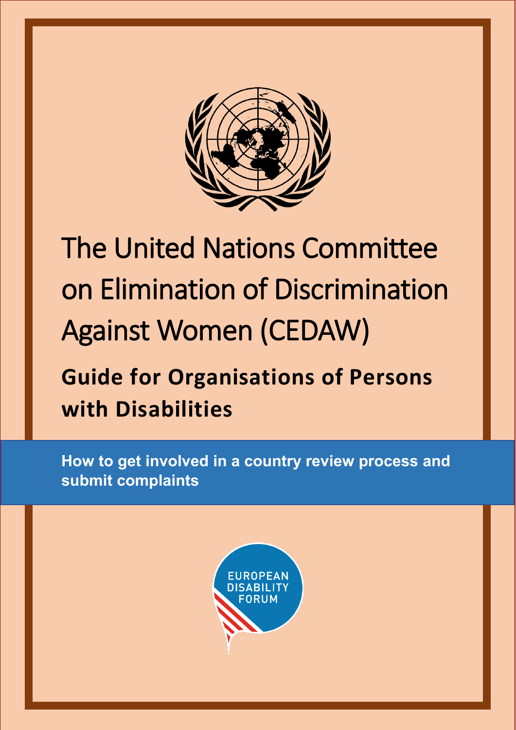# The United Nations Committee on Elimination of Discrimination Against Women (CEDAW)

## Guide for Organisations of Persons with Disabilities

**How to get involved in a country review process and submit complaints**

EUROPEAN DISABILITY FORUM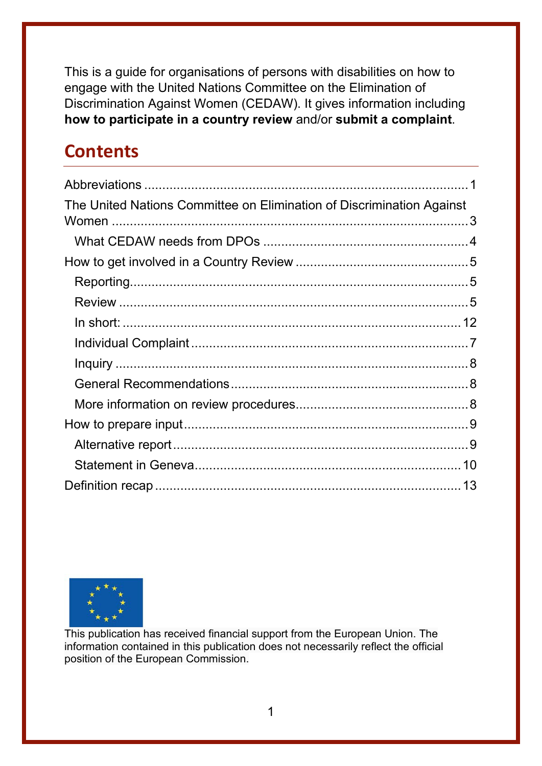This is a guide for organisations of persons with disabilities on how to engage with the United Nations Committee on the Elimination of Discrimination Against Women (CEDAW). It gives information including **how to participate in a country review** and/or **submit a complaint**.

## Contents

- Abbreviations ........................................................ 1
- The United Nations Committee on Elimination of Discrimination Against Women ........................................................ 3
  - What CEDAW needs from DPOs ........................................................ 4
- How to get involved in a Country Review ........................................................ 5
  - Reporting ........................................................ 5
  - Review ........................................................ 5
  - In short: ........................................................ 12
  - Individual Complaint ........................................................ 7
  - Inquiry ........................................................ 8
  - General Recommendations ........................................................ 8
  - More information on review procedures ........................................................ 8
- How to prepare input ........................................................ 9
  - Alternative report ........................................................ 9
  - Statement in Geneva ........................................................ 10
- Definition recap ........................................................ 13

This publication has received financial support from the European Union. The information contained in this publication does not necessarily reflect the official position of the European Commission.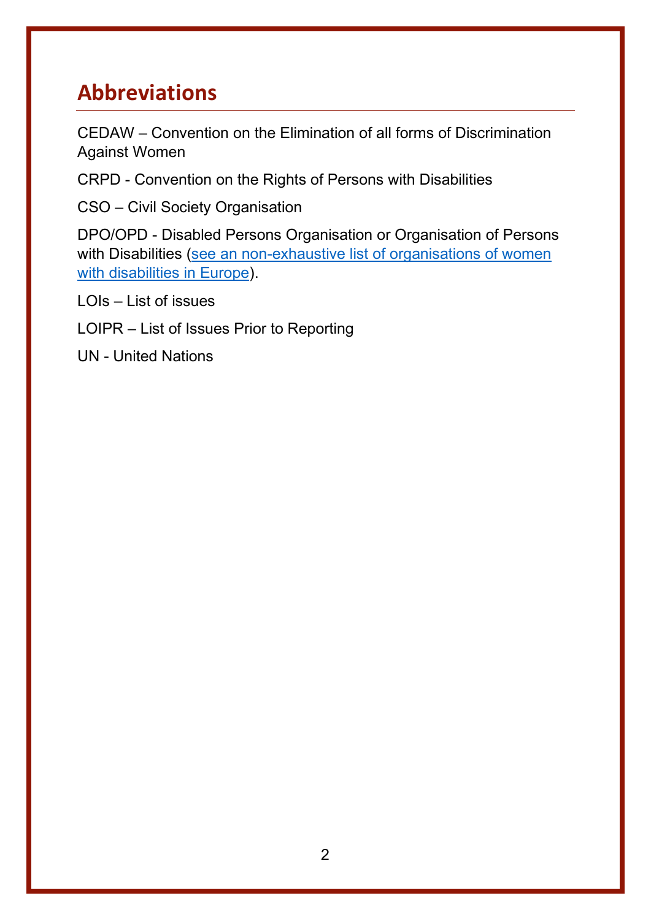## Abbreviations

CEDAW – Convention on the Elimination of all forms of Discrimination Against Women

CRPD - Convention on the Rights of Persons with Disabilities

CSO – Civil Society Organisation

DPO/OPD - Disabled Persons Organisation or Organisation of Persons with Disabilities (see an non-exhaustive list of organisations of women with disabilities in Europe).

LOIs – List of issues

LOIPR – List of Issues Prior to Reporting

UN - United Nations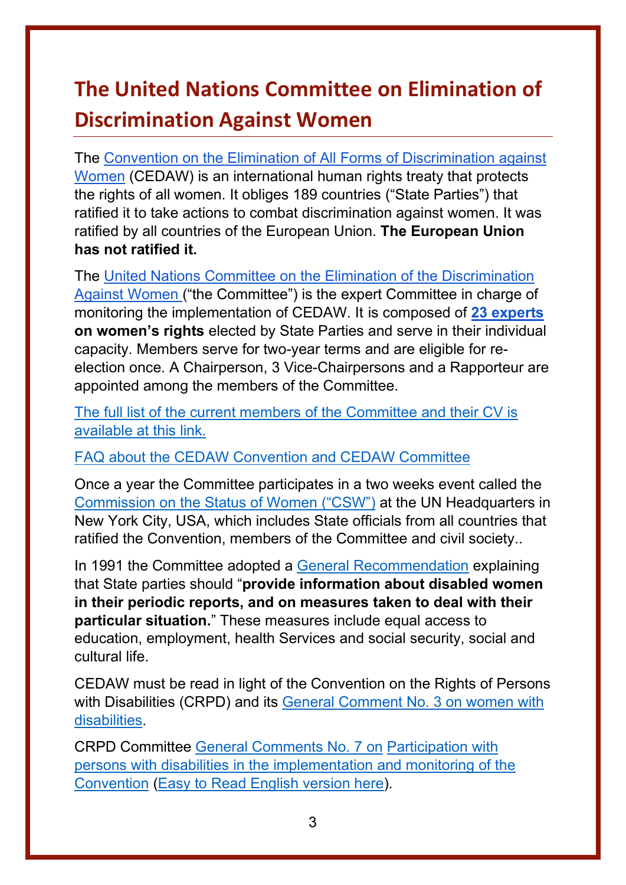## The United Nations Committee on Elimination of Discrimination Against Women

The Convention on the Elimination of All Forms of Discrimination against Women (CEDAW) is an international human rights treaty that protects the rights of all women. It obliges 189 countries ("State Parties") that ratified it to take actions to combat discrimination against women. It was ratified by all countries of the European Union. **The European Union has not ratified it.**

The United Nations Committee on the Elimination of the Discrimination Against Women ("the Committee") is the expert Committee in charge of monitoring the implementation of CEDAW. It is composed of **23 experts on women's rights** elected by State Parties and serve in their individual capacity. Members serve for two-year terms and are eligible for re-election once. A Chairperson, 3 Vice-Chairpersons and a Rapporteur are appointed among the members of the Committee.

The full list of the current members of the Committee and their CV is available at this link.

FAQ about the CEDAW Convention and CEDAW Committee

Once a year the Committee participates in a two weeks event called the Commission on the Status of Women ("CSW") at the UN Headquarters in New York City, USA, which includes State officials from all countries that ratified the Convention, members of the Committee and civil society..

In 1991 the Committee adopted a General Recommendation explaining that State parties should "**provide information about disabled women in their periodic reports, and on measures taken to deal with their particular situation.**" These measures include equal access to education, employment, health Services and social security, social and cultural life.

CEDAW must be read in light of the Convention on the Rights of Persons with Disabilities (CRPD) and its General Comment No. 3 on women with disabilities.

CRPD Committee General Comments No. 7 on Participation with persons with disabilities in the implementation and monitoring of the Convention (Easy to Read English version here).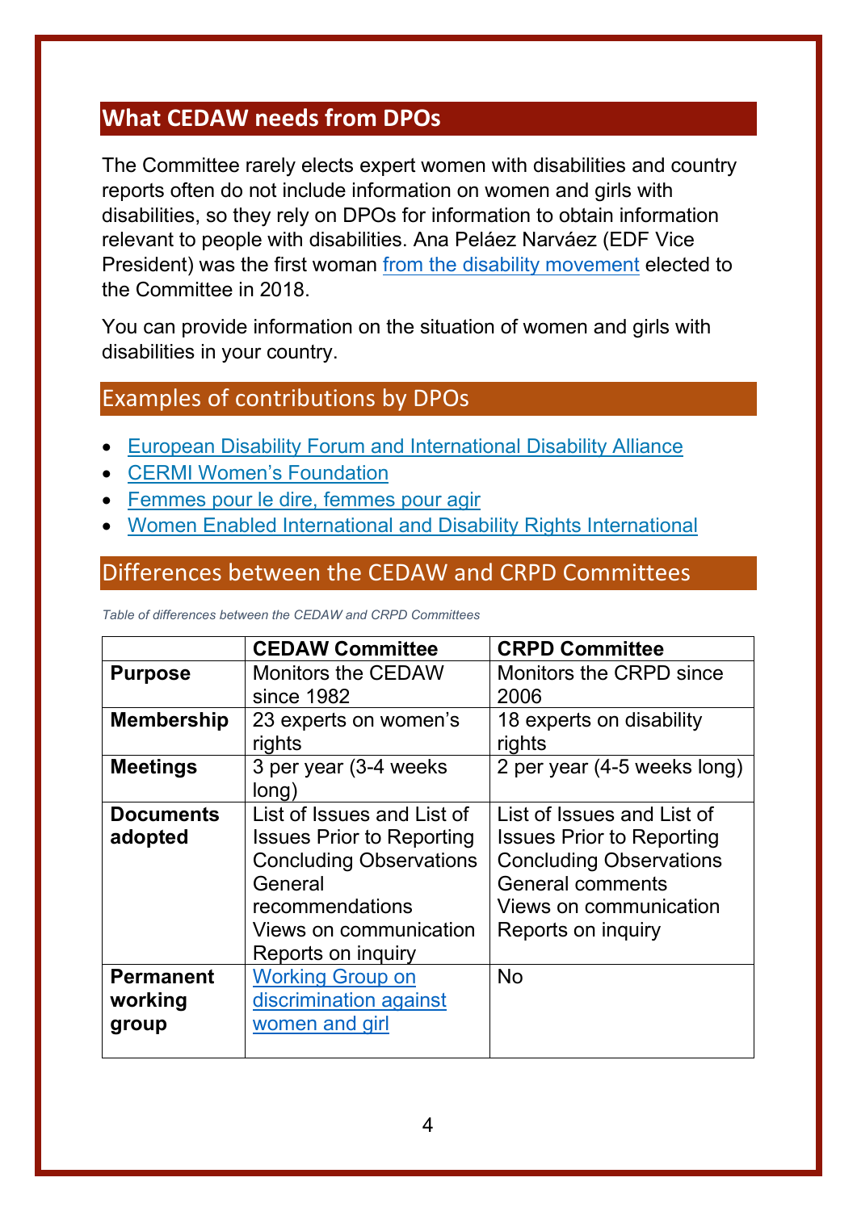## What CEDAW needs from DPOs

The Committee rarely elects expert women with disabilities and country reports often do not include information on women and girls with disabilities, so they rely on DPOs for information to obtain information relevant to people with disabilities. Ana Peláez Narváez (EDF Vice President) was the first woman from the disability movement elected to the Committee in 2018.

You can provide information on the situation of women and girls with disabilities in your country.

## Examples of contributions by DPOs

- European Disability Forum and International Disability Alliance
- CERMI Women's Foundation
- Femmes pour le dire, femmes pour agir
- Women Enabled International and Disability Rights International

## Differences between the CEDAW and CRPD Committees

*Table of differences between the CEDAW and CRPD Committees*

| | CEDAW Committee | CRPD Committee |
|---|---|---|
| **Purpose** | Monitors the CEDAW since 1982 | Monitors the CRPD since 2006 |
| **Membership** | 23 experts on women's rights | 18 experts on disability rights |
| **Meetings** | 3 per year (3-4 weeks long) | 2 per year (4-5 weeks long) |
| **Documents adopted** | List of Issues and List of Issues Prior to Reporting<br>Concluding Observations<br>General recommendations<br>Views on communication<br>Reports on inquiry | List of Issues and List of Issues Prior to Reporting<br>Concluding Observations<br>General comments<br>Views on communication<br>Reports on inquiry |
| **Permanent working group** | Working Group on discrimination against women and girl | No |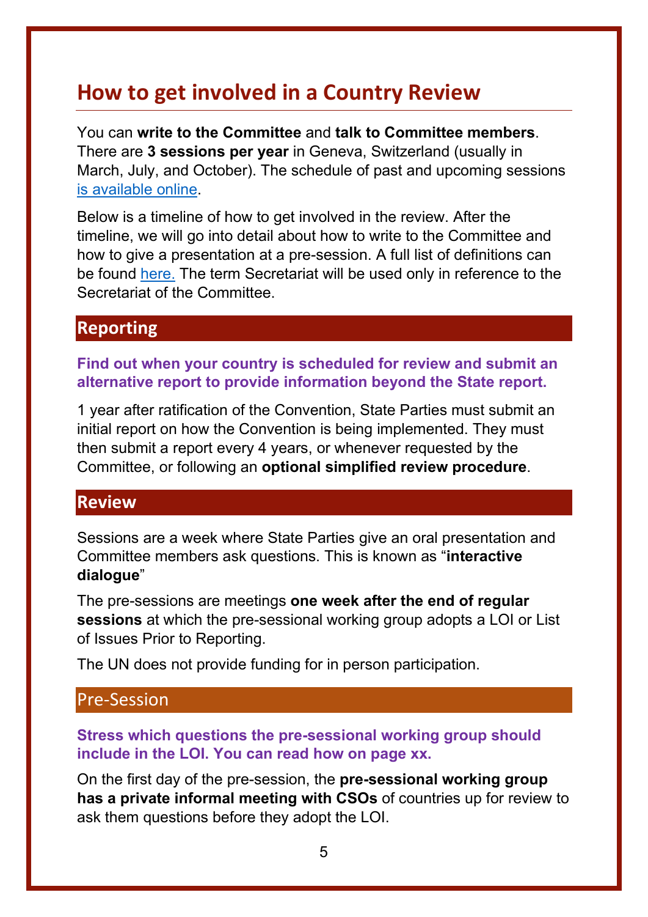# How to get involved in a Country Review

You can **write to the Committee** and **talk to Committee members**. There are **3 sessions per year** in Geneva, Switzerland (usually in March, July, and October). The schedule of past and upcoming sessions is available online.

Below is a timeline of how to get involved in the review. After the timeline, we will go into detail about how to write to the Committee and how to give a presentation at a pre-session. A full list of definitions can be found here. The term Secretariat will be used only in reference to the Secretariat of the Committee.

## Reporting

**Find out when your country is scheduled for review and submit an alternative report to provide information beyond the State report.**

1 year after ratification of the Convention, State Parties must submit an initial report on how the Convention is being implemented. They must then submit a report every 4 years, or whenever requested by the Committee, or following an **optional simplified review procedure**.

## Review

Sessions are a week where State Parties give an oral presentation and Committee members ask questions. This is known as "**interactive dialogue**"

The pre-sessions are meetings **one week after the end of regular sessions** at which the pre-sessional working group adopts a LOI or List of Issues Prior to Reporting.

The UN does not provide funding for in person participation.

### Pre-Session

**Stress which questions the pre-sessional working group should include in the LOI. You can read how on page xx.**

On the first day of the pre-session, the **pre-sessional working group has a private informal meeting with CSOs** of countries up for review to ask them questions before they adopt the LOI.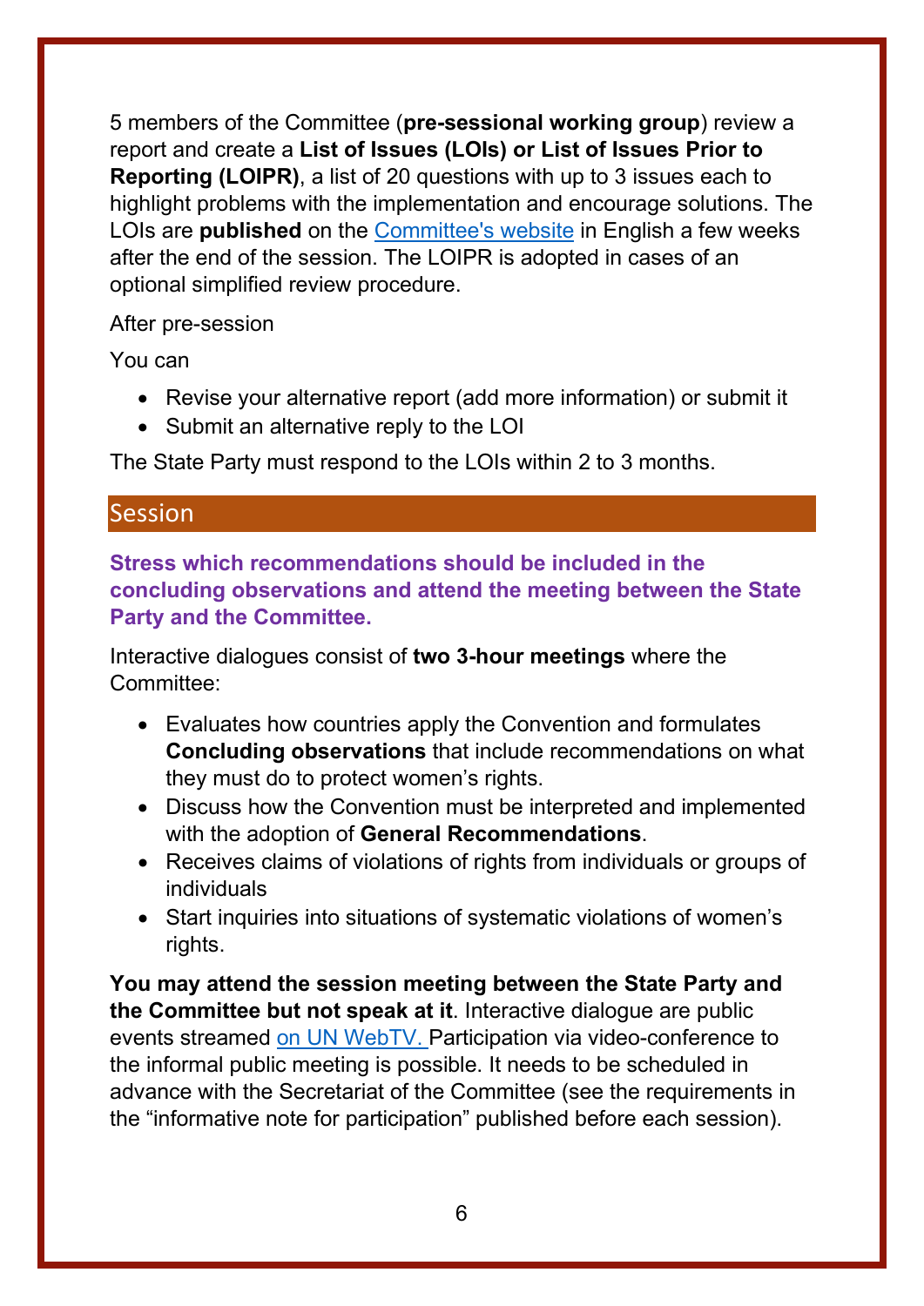5 members of the Committee (**pre-sessional working group**) review a report and create a **List of Issues (LOIs) or List of Issues Prior to Reporting (LOIPR)**, a list of 20 questions with up to 3 issues each to highlight problems with the implementation and encourage solutions. The LOIs are **published** on the [Committee's website]() in English a few weeks after the end of the session. The LOIPR is adopted in cases of an optional simplified review procedure.

After pre-session

You can

- Revise your alternative report (add more information) or submit it
- Submit an alternative reply to the LOI

The State Party must respond to the LOIs within 2 to 3 months.

## Session

**Stress which recommendations should be included in the concluding observations and attend the meeting between the State Party and the Committee.**

Interactive dialogues consist of **two 3-hour meetings** where the Committee:

- Evaluates how countries apply the Convention and formulates **Concluding observations** that include recommendations on what they must do to protect women's rights.
- Discuss how the Convention must be interpreted and implemented with the adoption of **General Recommendations**.
- Receives claims of violations of rights from individuals or groups of individuals
- Start inquiries into situations of systematic violations of women's rights.

**You may attend the session meeting between the State Party and the Committee but not speak at it**. Interactive dialogue are public events streamed [on UN WebTV.]() Participation via video-conference to the informal public meeting is possible. It needs to be scheduled in advance with the Secretariat of the Committee (see the requirements in the "informative note for participation" published before each session).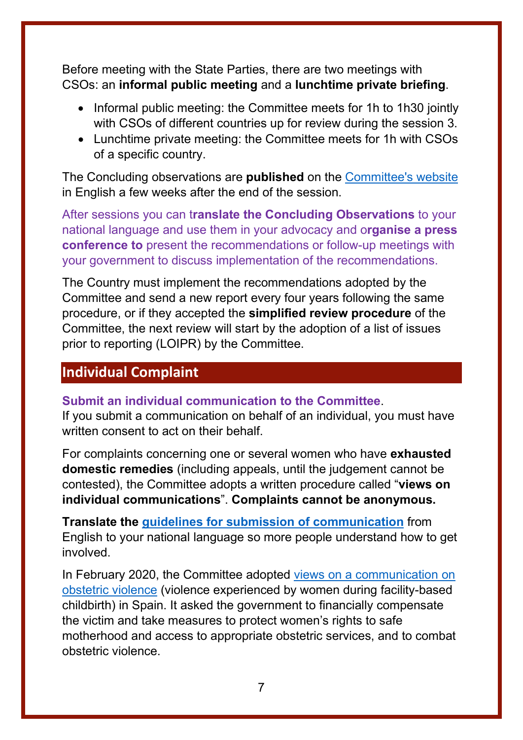Before meeting with the State Parties, there are two meetings with CSOs: an **informal public meeting** and a **lunchtime private briefing**.

- Informal public meeting: the Committee meets for 1h to 1h30 jointly with CSOs of different countries up for review during the session 3.
- Lunchtime private meeting: the Committee meets for 1h with CSOs of a specific country.

The Concluding observations are **published** on the Committee's website in English a few weeks after the end of the session.

After sessions you can t**ranslate the Concluding Observations** to your national language and use them in your advocacy and o**rganise a press conference to** present the recommendations or follow-up meetings with your government to discuss implementation of the recommendations.

The Country must implement the recommendations adopted by the Committee and send a new report every four years following the same procedure, or if they accepted the **simplified review procedure** of the Committee, the next review will start by the adoption of a list of issues prior to reporting (LOIPR) by the Committee.

## Individual Complaint

**Submit an individual communication to the Committee**.
If you submit a communication on behalf of an individual, you must have written consent to act on their behalf.

For complaints concerning one or several women who have **exhausted domestic remedies** (including appeals, until the judgement cannot be contested), the Committee adopts a written procedure called "**views on individual communications**". **Complaints cannot be anonymous.**

**Translate the guidelines for submission of communication** from English to your national language so more people understand how to get involved.

In February 2020, the Committee adopted views on a communication on obstetric violence (violence experienced by women during facility-based childbirth) in Spain. It asked the government to financially compensate the victim and take measures to protect women's rights to safe motherhood and access to appropriate obstetric services, and to combat obstetric violence.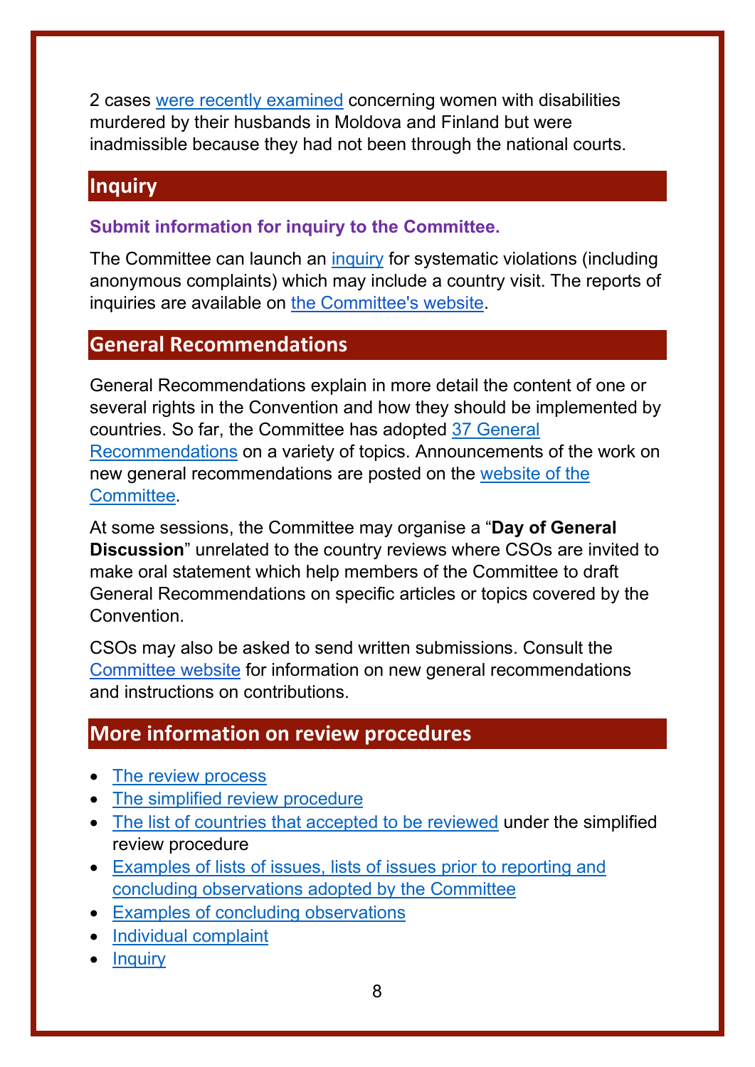2 cases were recently examined concerning women with disabilities murdered by their husbands in Moldova and Finland but were inadmissible because they had not been through the national courts.

## Inquiry

**Submit information for inquiry to the Committee.**

The Committee can launch an inquiry for systematic violations (including anonymous complaints) which may include a country visit. The reports of inquiries are available on the Committee's website.

## General Recommendations

General Recommendations explain in more detail the content of one or several rights in the Convention and how they should be implemented by countries. So far, the Committee has adopted 37 General Recommendations on a variety of topics. Announcements of the work on new general recommendations are posted on the website of the Committee.

At some sessions, the Committee may organise a "**Day of General Discussion**" unrelated to the country reviews where CSOs are invited to make oral statement which help members of the Committee to draft General Recommendations on specific articles or topics covered by the Convention.

CSOs may also be asked to send written submissions. Consult the Committee website for information on new general recommendations and instructions on contributions.

## More information on review procedures

- The review process
- The simplified review procedure
- The list of countries that accepted to be reviewed under the simplified review procedure
- Examples of lists of issues, lists of issues prior to reporting and concluding observations adopted by the Committee
- Examples of concluding observations
- Individual complaint
- Inquiry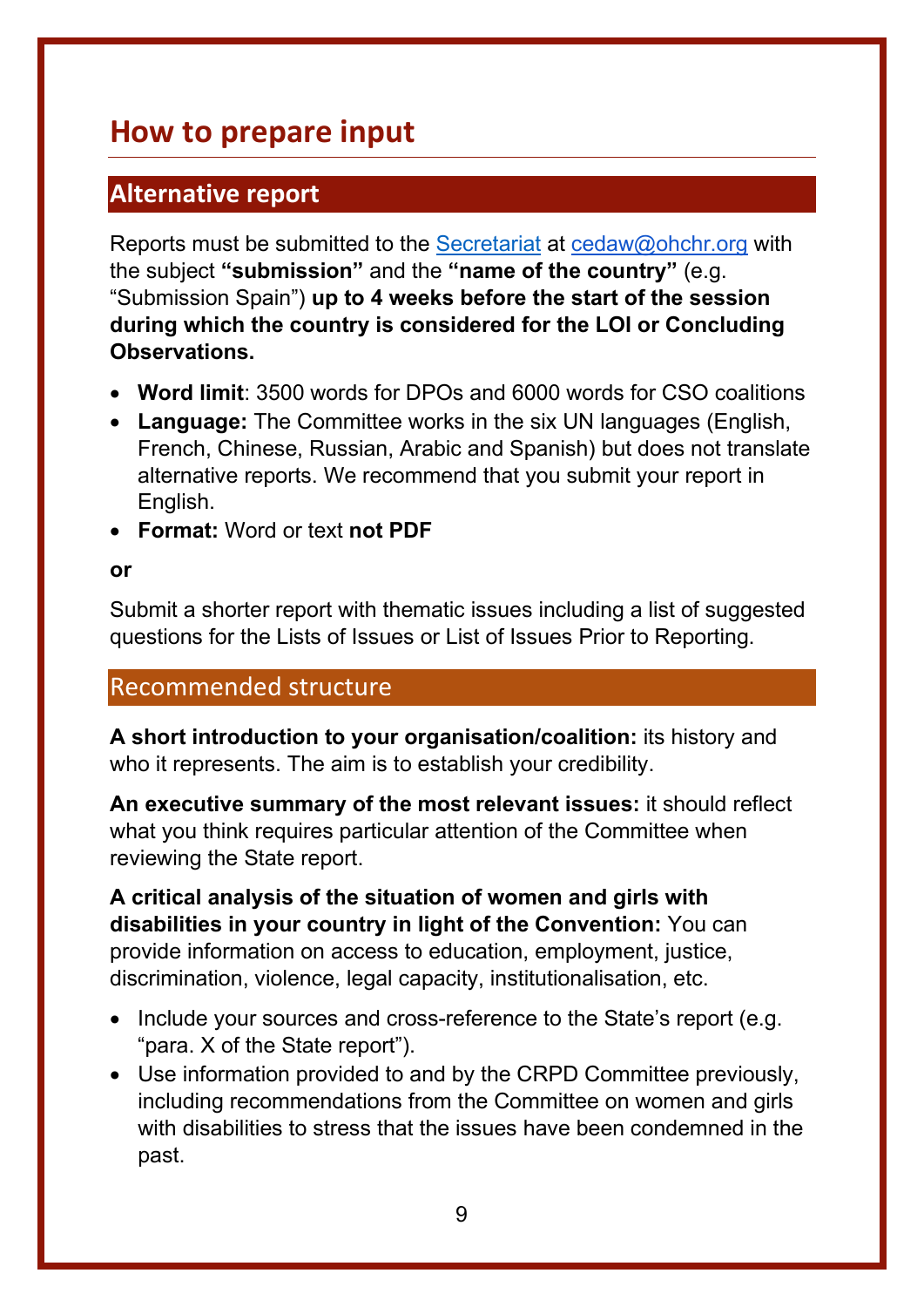# How to prepare input

## Alternative report

Reports must be submitted to the [Secretariat](#) at [cedaw@ohchr.org](mailto:cedaw@ohchr.org) with the subject **"submission"** and the **"name of the country"** (e.g. "Submission Spain") **up to 4 weeks before the start of the session during which the country is considered for the LOI or Concluding Observations.**

- **Word limit**: 3500 words for DPOs and 6000 words for CSO coalitions
- **Language:** The Committee works in the six UN languages (English, French, Chinese, Russian, Arabic and Spanish) but does not translate alternative reports. We recommend that you submit your report in English.
- **Format:** Word or text **not PDF**

**or**

Submit a shorter report with thematic issues including a list of suggested questions for the Lists of Issues or List of Issues Prior to Reporting.

## Recommended structure

**A short introduction to your organisation/coalition:** its history and who it represents. The aim is to establish your credibility.

**An executive summary of the most relevant issues:** it should reflect what you think requires particular attention of the Committee when reviewing the State report.

**A critical analysis of the situation of women and girls with disabilities in your country in light of the Convention:** You can provide information on access to education, employment, justice, discrimination, violence, legal capacity, institutionalisation, etc.

- Include your sources and cross-reference to the State's report (e.g. "para. X of the State report").
- Use information provided to and by the CRPD Committee previously, including recommendations from the Committee on women and girls with disabilities to stress that the issues have been condemned in the past.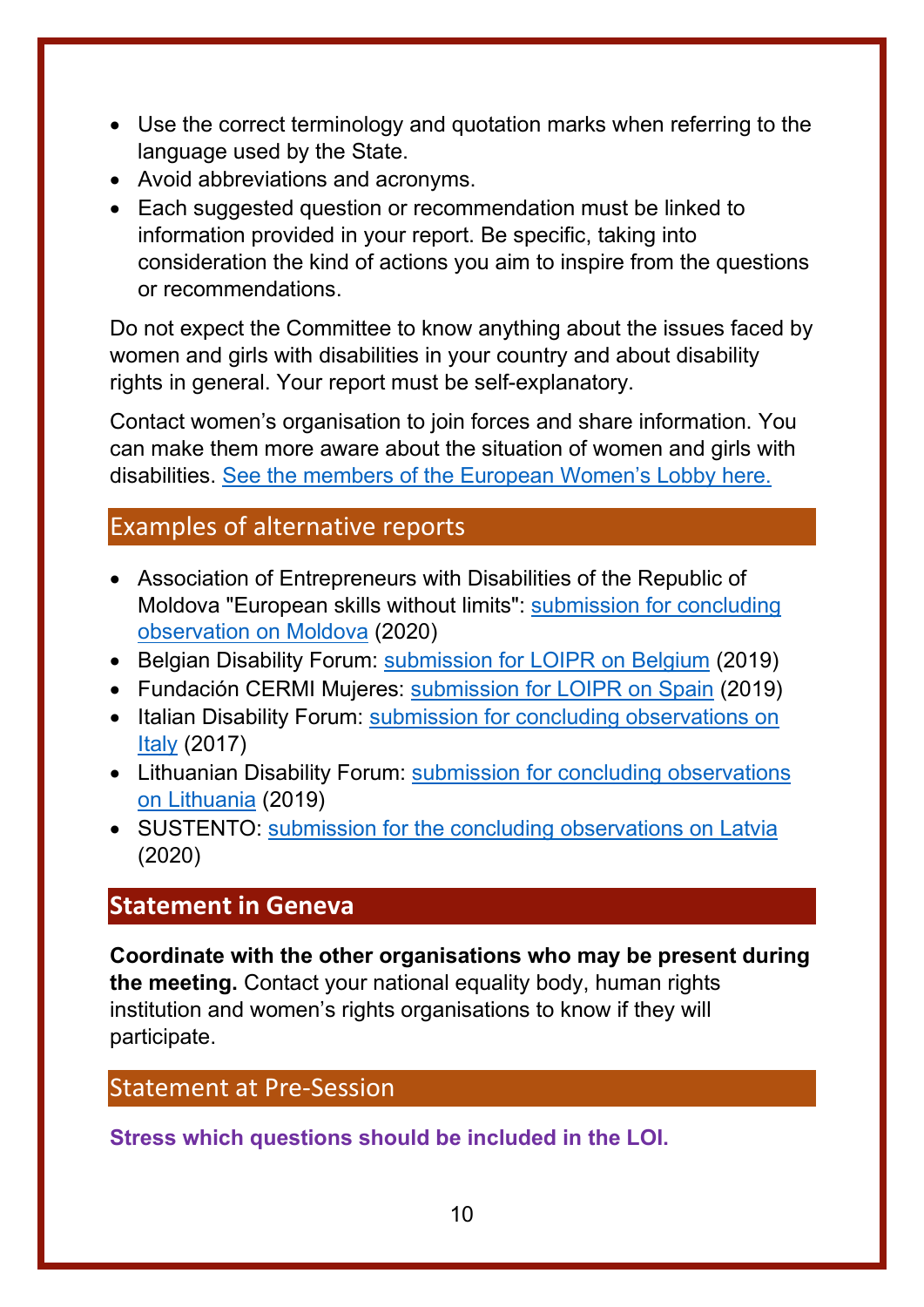- Use the correct terminology and quotation marks when referring to the language used by the State.
- Avoid abbreviations and acronyms.
- Each suggested question or recommendation must be linked to information provided in your report. Be specific, taking into consideration the kind of actions you aim to inspire from the questions or recommendations.

Do not expect the Committee to know anything about the issues faced by women and girls with disabilities in your country and about disability rights in general. Your report must be self-explanatory.

Contact women's organisation to join forces and share information. You can make them more aware about the situation of women and girls with disabilities. See the members of the European Women's Lobby here.

## Examples of alternative reports

- Association of Entrepreneurs with Disabilities of the Republic of Moldova "European skills without limits": submission for concluding observation on Moldova (2020)
- Belgian Disability Forum: submission for LOIPR on Belgium (2019)
- Fundación CERMI Mujeres: submission for LOIPR on Spain (2019)
- Italian Disability Forum: submission for concluding observations on Italy (2017)
- Lithuanian Disability Forum: submission for concluding observations on Lithuania (2019)
- SUSTENTO: submission for the concluding observations on Latvia (2020)

## Statement in Geneva

**Coordinate with the other organisations who may be present during the meeting.** Contact your national equality body, human rights institution and women's rights organisations to know if they will participate.

## Statement at Pre-Session

**Stress which questions should be included in the LOI.**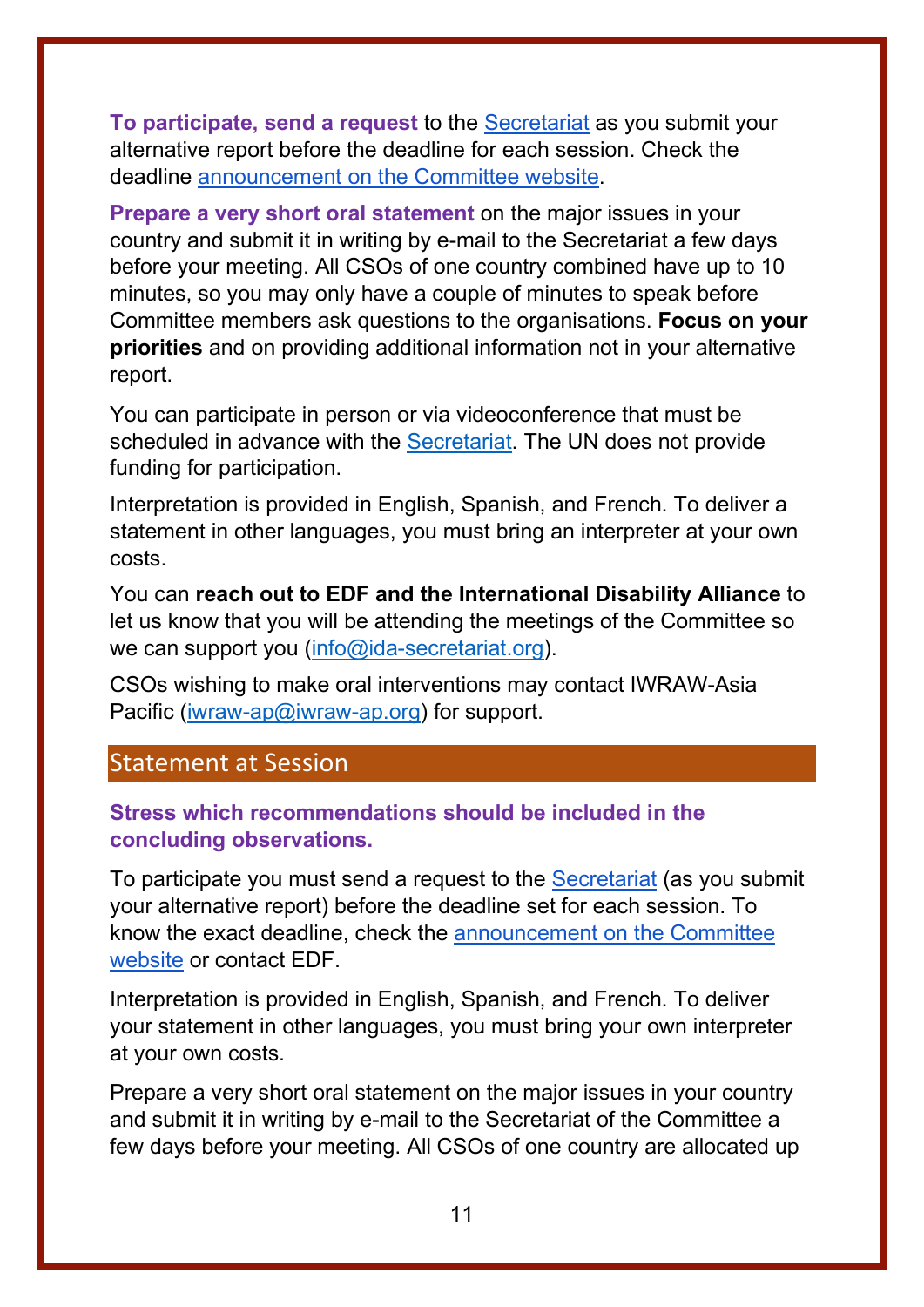**To participate, send a request** to the [Secretariat] as you submit your alternative report before the deadline for each session. Check the deadline [announcement on the Committee website].

**Prepare a very short oral statement** on the major issues in your country and submit it in writing by e-mail to the Secretariat a few days before your meeting. All CSOs of one country combined have up to 10 minutes, so you may only have a couple of minutes to speak before Committee members ask questions to the organisations. **Focus on your priorities** and on providing additional information not in your alternative report.

You can participate in person or via videoconference that must be scheduled in advance with the [Secretariat]. The UN does not provide funding for participation.

Interpretation is provided in English, Spanish, and French. To deliver a statement in other languages, you must bring an interpreter at your own costs.

You can **reach out to EDF and the International Disability Alliance** to let us know that you will be attending the meetings of the Committee so we can support you (info@ida-secretariat.org).

CSOs wishing to make oral interventions may contact IWRAW-Asia Pacific (iwraw-ap@iwraw-ap.org) for support.

## Statement at Session

**Stress which recommendations should be included in the concluding observations.**

To participate you must send a request to the [Secretariat] (as you submit your alternative report) before the deadline set for each session. To know the exact deadline, check the [announcement on the Committee website] or contact EDF.

Interpretation is provided in English, Spanish, and French. To deliver your statement in other languages, you must bring your own interpreter at your own costs.

Prepare a very short oral statement on the major issues in your country and submit it in writing by e-mail to the Secretariat of the Committee a few days before your meeting. All CSOs of one country are allocated up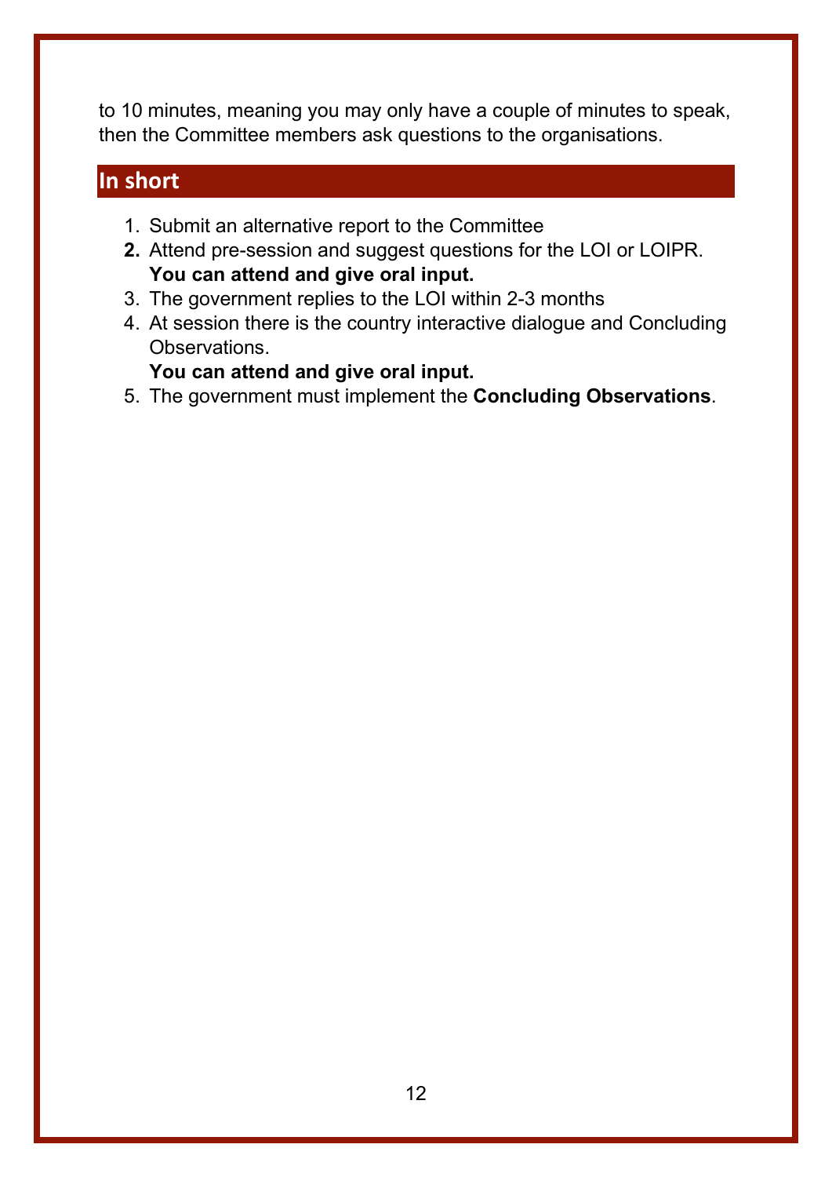to 10 minutes, meaning you may only have a couple of minutes to speak, then the Committee members ask questions to the organisations.

## In short

1. Submit an alternative report to the Committee
2. Attend pre-session and suggest questions for the LOI or LOIPR.
   **You can attend and give oral input.**
3. The government replies to the LOI within 2-3 months
4. At session there is the country interactive dialogue and Concluding Observations.
   **You can attend and give oral input.**
5. The government must implement the **Concluding Observations**.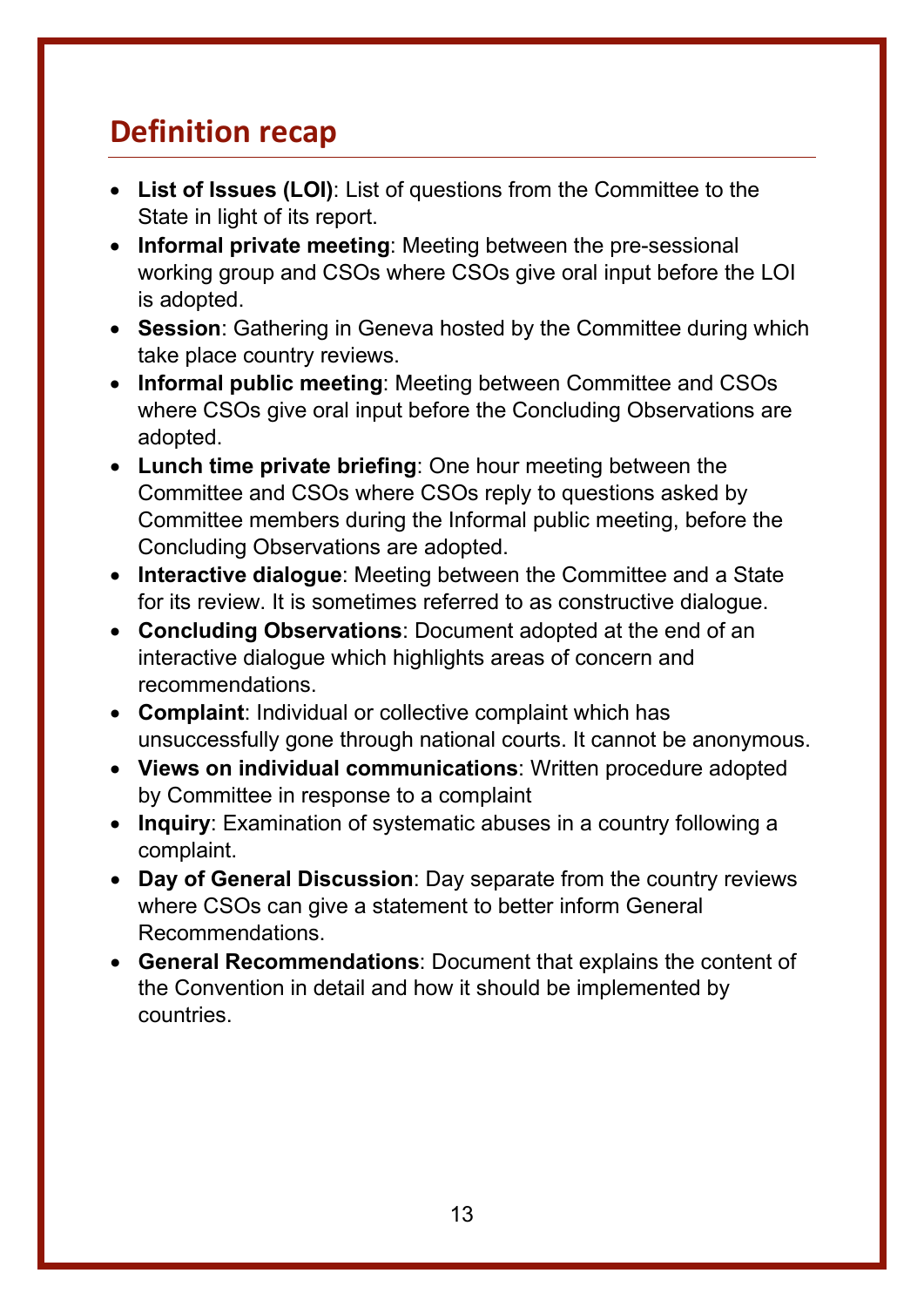## Definition recap

- **List of Issues (LOI)**: List of questions from the Committee to the State in light of its report.
- **Informal private meeting**: Meeting between the pre-sessional working group and CSOs where CSOs give oral input before the LOI is adopted.
- **Session**: Gathering in Geneva hosted by the Committee during which take place country reviews.
- **Informal public meeting**: Meeting between Committee and CSOs where CSOs give oral input before the Concluding Observations are adopted.
- **Lunch time private briefing**: One hour meeting between the Committee and CSOs where CSOs reply to questions asked by Committee members during the Informal public meeting, before the Concluding Observations are adopted.
- **Interactive dialogue**: Meeting between the Committee and a State for its review. It is sometimes referred to as constructive dialogue.
- **Concluding Observations**: Document adopted at the end of an interactive dialogue which highlights areas of concern and recommendations.
- **Complaint**: Individual or collective complaint which has unsuccessfully gone through national courts. It cannot be anonymous.
- **Views on individual communications**: Written procedure adopted by Committee in response to a complaint
- **Inquiry**: Examination of systematic abuses in a country following a complaint.
- **Day of General Discussion**: Day separate from the country reviews where CSOs can give a statement to better inform General Recommendations.
- **General Recommendations**: Document that explains the content of the Convention in detail and how it should be implemented by countries.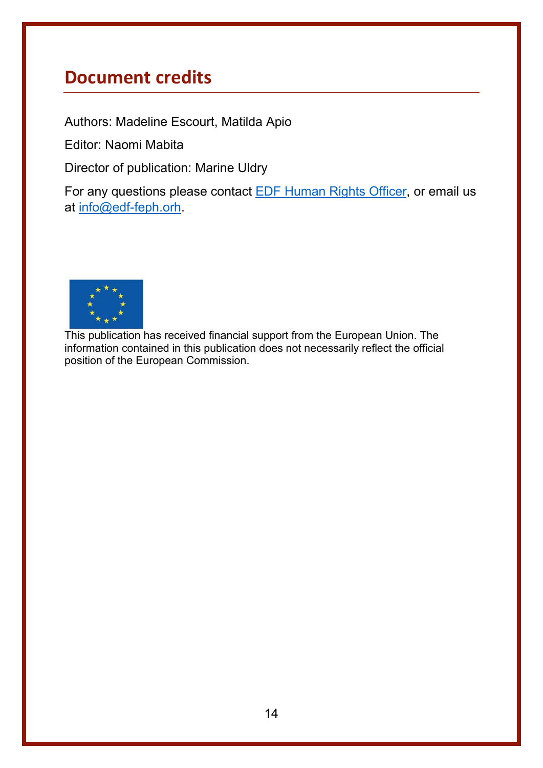# Document credits

Authors: Madeline Escourt, Matilda Apio

Editor: Naomi Mabita

Director of publication: Marine Uldry

For any questions please contact EDF Human Rights Officer, or email us at info@edf-feph.orh.

This publication has received financial support from the European Union. The information contained in this publication does not necessarily reflect the official position of the European Commission.